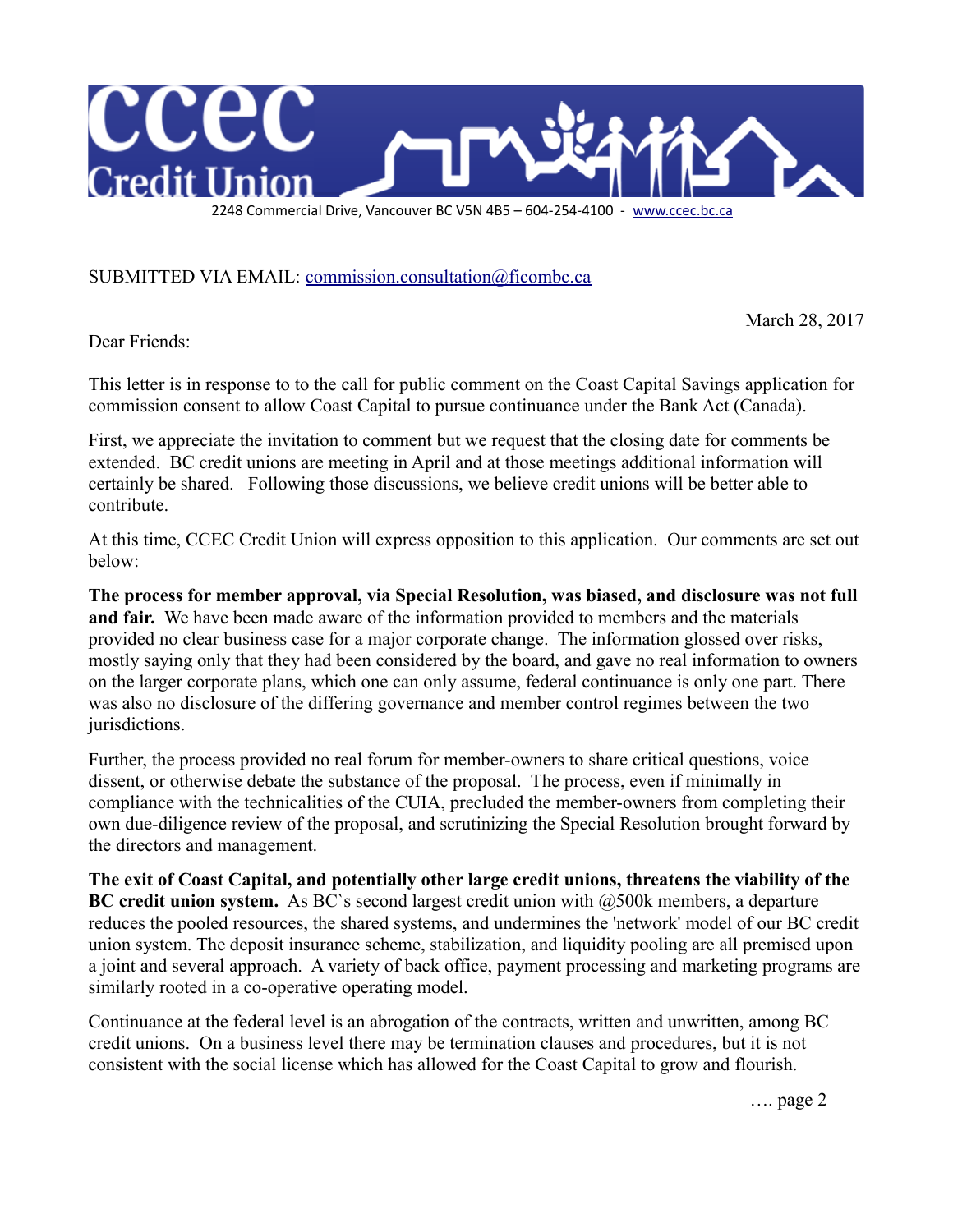# CCEC Credit Union

2248 Commercial Drive, Vancouver BC V5N 4B5 – 604-254-4100 - www.ccec.bc.ca

SUBMITTED VIA EMAIL: commission.consultation@ficombc.ca

March 28, 2017

Dear Friends:

This letter is in response to to the call for public comment on the Coast Capital Savings application for commission consent to allow Coast Capital to pursue continuance under the Bank Act (Canada).

First, we appreciate the invitation to comment but we request that the closing date for comments be extended. BC credit unions are meeting in April and at those meetings additional information will certainly be shared. Following those discussions, we believe credit unions will be better able to contribute.

At this time, CCEC Credit Union will express opposition to this application. Our comments are set out below:

**The process for member approval, via Special Resolution, was biased, and disclosure was not full and fair.** We have been made aware of the information provided to members and the materials provided no clear business case for a major corporate change. The information glossed over risks, mostly saying only that they had been considered by the board, and gave no real information to owners on the larger corporate plans, which one can only assume, federal continuance is only one part. There was also no disclosure of the differing governance and member control regimes between the two jurisdictions.

Further, the process provided no real forum for member-owners to share critical questions, voice dissent, or otherwise debate the substance of the proposal. The process, even if minimally in compliance with the technicalities of the CUIA, precluded the member-owners from completing their own due-diligence review of the proposal, and scrutinizing the Special Resolution brought forward by the directors and management.

**The exit of Coast Capital, and potentially other large credit unions, threatens the viability of the BC credit union system.** As BC`s second largest credit union with @500k members, a departure reduces the pooled resources, the shared systems, and undermines the 'network' model of our BC credit union system. The deposit insurance scheme, stabilization, and liquidity pooling are all premised upon a joint and several approach. A variety of back office, payment processing and marketing programs are similarly rooted in a co-operative operating model.

Continuance at the federal level is an abrogation of the contracts, written and unwritten, among BC credit unions. On a business level there may be termination clauses and procedures, but it is not consistent with the social license which has allowed for the Coast Capital to grow and flourish.

…. page 2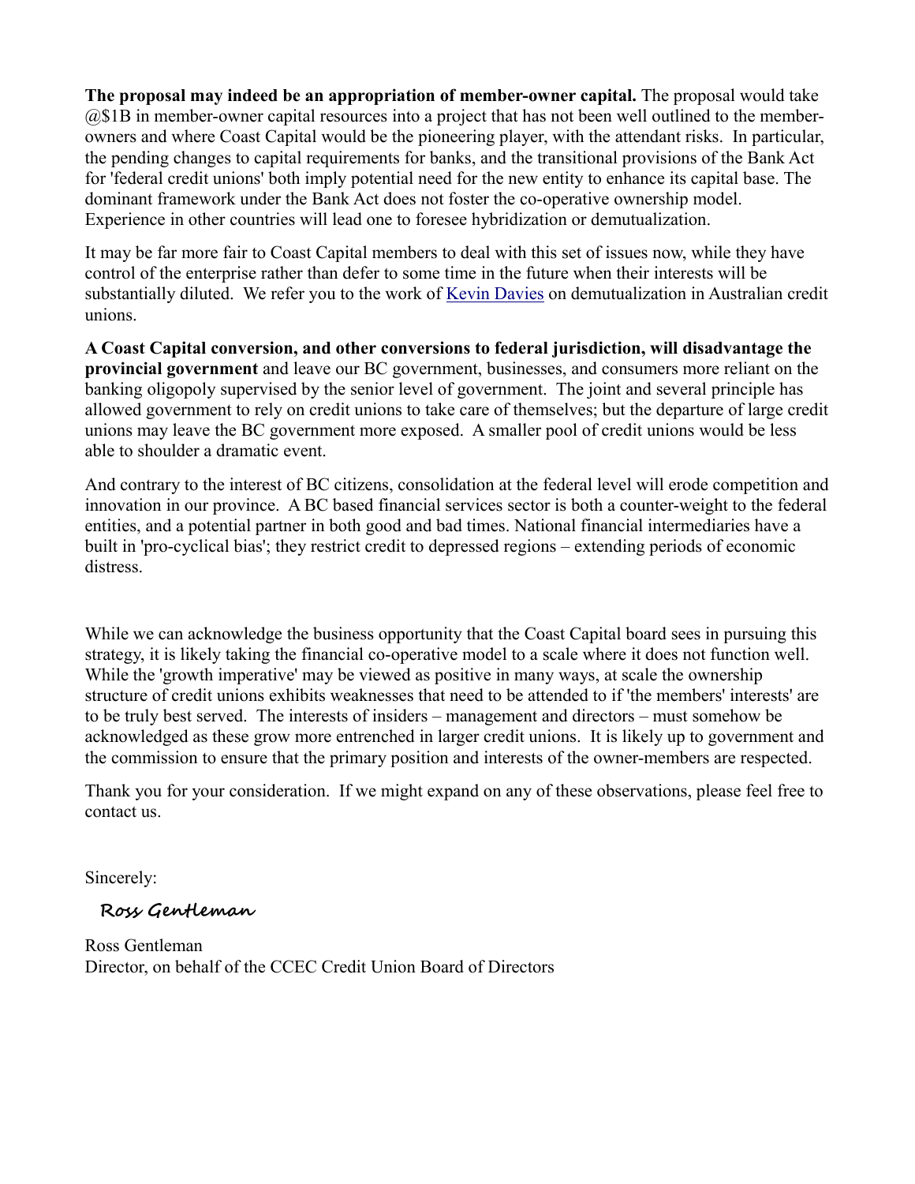**The proposal may indeed be an appropriation of member-owner capital.** The proposal would take @$1B in member-owner capital resources into a project that has not been well outlined to the member-owners and where Coast Capital would be the pioneering player, with the attendant risks. In particular, the pending changes to capital requirements for banks, and the transitional provisions of the Bank Act for 'federal credit unions' both imply potential need for the new entity to enhance its capital base. The dominant framework under the Bank Act does not foster the co-operative ownership model. Experience in other countries will lead one to foresee hybridization or demutualization.

It may be far more fair to Coast Capital members to deal with this set of issues now, while they have control of the enterprise rather than defer to some time in the future when their interests will be substantially diluted. We refer you to the work of Kevin Davies on demutualization in Australian credit unions.

**A Coast Capital conversion, and other conversions to federal jurisdiction, will disadvantage the provincial government** and leave our BC government, businesses, and consumers more reliant on the banking oligopoly supervised by the senior level of government. The joint and several principle has allowed government to rely on credit unions to take care of themselves; but the departure of large credit unions may leave the BC government more exposed. A smaller pool of credit unions would be less able to shoulder a dramatic event.

And contrary to the interest of BC citizens, consolidation at the federal level will erode competition and innovation in our province. A BC based financial services sector is both a counter-weight to the federal entities, and a potential partner in both good and bad times. National financial intermediaries have a built in 'pro-cyclical bias'; they restrict credit to depressed regions – extending periods of economic distress.

While we can acknowledge the business opportunity that the Coast Capital board sees in pursuing this strategy, it is likely taking the financial co-operative model to a scale where it does not function well. While the 'growth imperative' may be viewed as positive in many ways, at scale the ownership structure of credit unions exhibits weaknesses that need to be attended to if 'the members' interests' are to be truly best served. The interests of insiders – management and directors – must somehow be acknowledged as these grow more entrenched in larger credit unions. It is likely up to government and the commission to ensure that the primary position and interests of the owner-members are respected.

Thank you for your consideration. If we might expand on any of these observations, please feel free to contact us.

Sincerely:

*Ross Gentleman*

Ross Gentleman
Director, on behalf of the CCEC Credit Union Board of Directors